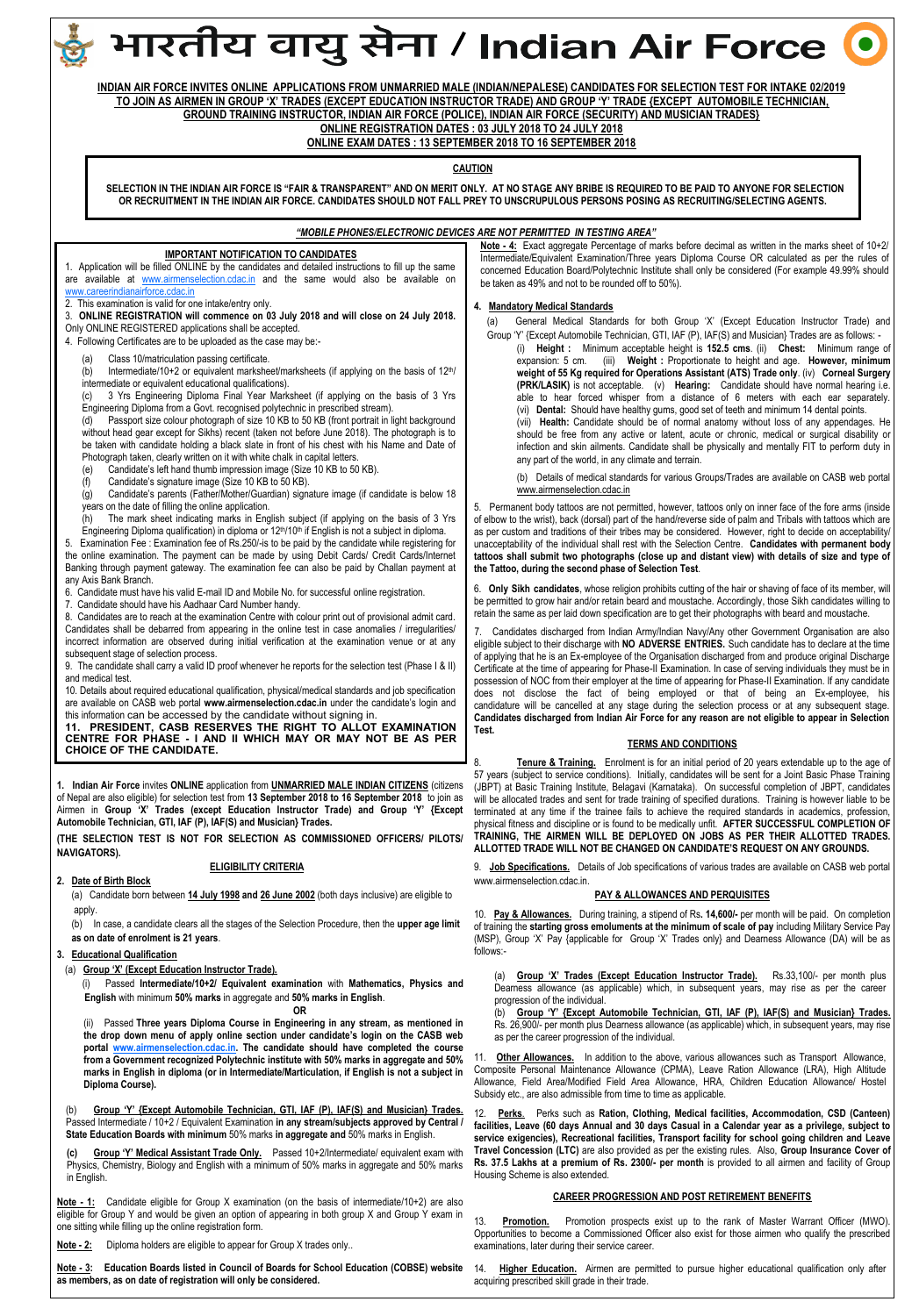# भारतीय वायु सेना / Indian Air Force

**INDIAN AIR FORCE INVITES ONLINE APPLICATIONS FROM UNMARRIED MALE (INDIAN/NEPALESE) CANDIDATES FOR SELECTION TEST FOR INTAKE 02/2019 TO JOIN AS AIRMEN IN GROUP 'X' TRADES (EXCEPT EDUCATION INSTRUCTOR TRADE) AND GROUP 'Y' TRADE {EXCEPT AUTOMOBILE TECHNICIAN, GROUND TRAINING INSTRUCTOR, INDIAN AIR FORCE (POLICE), INDIAN AIR FORCE (SECURITY) AND MUSICIAN TRADES}**

**ONLINE REGISTRATION DATES : 03 JULY 2018 TO 24 JULY 2018**

**ONLINE EXAM DATES : 13 SEPTEMBER 2018 TO 16 SEPTEMBER 2018**

**CAUTION**

**SELECTION IN THE INDIAN AIR FORCE IS "FAIR & TRANSPARENT" AND ON MERIT ONLY. AT NO STAGE ANY BRIBE IS REQUIRED TO BE PAID TO ANYONE FOR SELECTION OR RECRUITMENT IN THE INDIAN AIR FORCE. CANDIDATES SHOULD NOT FALL PREY TO UNSCRUPULOUS PERSONS POSING AS RECRUITING/SELECTING AGENTS.**

***"MOBILE PHONES/ELECTRONIC DEVICES ARE NOT PERMITTED IN TESTING AREA"***

## IMPORTANT NOTIFICATION TO CANDIDATES

1. Application will be filled ONLINE by the candidates and detailed instructions to fill up the same are available at www.airmenselection.cdac.in and the same would also be available on www.careerindianairforce.cdac.in
2. This examination is valid for one intake/entry only.
3. **ONLINE REGISTRATION will commence on 03 July 2018 and will close on 24 July 2018.** Only ONLINE REGISTERED applications shall be accepted.
4. Following Certificates are to be uploaded as the case may be:-
   - (a) Class 10/matriculation passing certificate.
   - (b) Intermediate/10+2 or equivalent marksheet/marksheets (if applying on the basis of 12th/ intermediate or equivalent educational qualifications).
   - (c) 3 Yrs Engineering Diploma Final Year Marksheet (if applying on the basis of 3 Yrs Engineering Diploma from a Govt. recognised polytechnic in prescribed stream).
   - (d) Passport size colour photograph of size 10 KB to 50 KB (front portrait in light background without head gear except for Sikhs) recent (taken not before June 2018). The photograph is to be taken with candidate holding a black slate in front of his chest with his Name and Date of Photograph taken, clearly written on it with white chalk in capital letters.
   - (e) Candidate's left hand thumb impression image (Size 10 KB to 50 KB).
   - (f) Candidate's signature image (Size 10 KB to 50 KB).
   - (g) Candidate's parents (Father/Mother/Guardian) signature image (if candidate is below 18 years on the date of filling the online application.
   - (h) The mark sheet indicating marks in English subject (if applying on the basis of 3 Yrs Engineering Diploma qualification) in diploma or 12th/10th if English is not a subject in diploma.
5. Examination Fee : Examination fee of Rs.250/-is to be paid by the candidate while registering for the online examination. The payment can be made by using Debit Cards/ Credit Cards/Internet Banking through payment gateway. The examination fee can also be paid by Challan payment at any Axis Bank Branch.
6. Candidate must have his valid E-mail ID and Mobile No. for successful online registration.
7. Candidate should have his Aadhaar Card Number handy.
8. Candidates are to reach at the examination Centre with colour print out of provisional admit card. Candidates shall be debarred from appearing in the online test in case anomalies / irregularities/ incorrect information are observed during initial verification at the examination venue or at any subsequent stage of selection process.
9. The candidate shall carry a valid ID proof whenever he reports for the selection test (Phase I & II) and medical test.
10. Details about required educational qualification, physical/medical standards and job specification are available on CASB web portal **www.airmenselection.cdac.in** under the candidate's login and this information can be accessed by the candidate without signing in.
11. **PRESIDENT, CASB RESERVES THE RIGHT TO ALLOT EXAMINATION CENTRE FOR PHASE - I AND II WHICH MAY OR MAY NOT BE AS PER CHOICE OF THE CANDIDATE.**

1. **Indian Air Force** invites **ONLINE** application from **UNMARRIED MALE INDIAN CITIZENS** (citizens of Nepal are also eligible) for selection test from **13 September 2018 to 16 September 2018** to join as Airmen in **Group 'X' Trades (except Education Instructor Trade)** and **Group 'Y' {Except Automobile Technician, GTI, IAF (P), IAF(S) and Musician} Trades.**

**(THE SELECTION TEST IS NOT FOR SELECTION AS COMMISSIONED OFFICERS/ PILOTS/ NAVIGATORS).**

## ELIGIBILITY CRITERIA

2. **Date of Birth Block**
   - (a) Candidate born between **14 July 1998** and **26 June 2002** (both days inclusive) are eligible to apply.
   - (b) In case, a candidate clears all the stages of the Selection Procedure, then the **upper age limit as on date of enrolment is 21 years**.

3. **Educational Qualification**
   - (a) **Group 'X' (Except Education Instructor Trade).**
     - (i) Passed **Intermediate/10+2/ Equivalent examination** with **Mathematics, Physics and English** with minimum **50% marks** in aggregate and **50% marks in English**.

       **OR**
     - (ii) Passed **Three years Diploma Course in Engineering in any stream, as mentioned in the drop down menu of apply online section under candidate's login on the CASB web portal www.airmenselection.cdac.in. The candidate should have completed the course from a Government recognized Polytechnic institute with 50% marks in aggregate and 50% marks in English in diploma (or in Intermediate/Matriculation, if English is not a subject in Diploma Course).**
   - (b) **Group 'Y' {Except Automobile Technician, GTI, IAF (P), IAF(S) and Musician} Trades.** Passed Intermediate / 10+2 / Equivalent Examination **in any stream/subjects approved by Central / State Education Boards with minimum** 50% marks **in aggregate and** 50% marks in English.
   - **(c) Group 'Y' Medical Assistant Trade Only.** Passed 10+2/Intermediate/ equivalent exam with Physics, Chemistry, Biology and English with a minimum of 50% marks in aggregate and 50% marks in English.

**Note - 1:** Candidate eligible for Group X examination (on the basis of intermediate/10+2) are also eligible for Group Y and would be given an option of appearing in both group X and Group Y exam in one sitting while filling up the online registration form.

**Note - 2:** Diploma holders are eligible to appear for Group X trades only..

**Note - 3: Education Boards listed in Council of Boards for School Education (COBSE) website as members, as on date of registration will only be considered.**

**Note - 4:** Exact aggregate Percentage of marks before decimal as written in the marks sheet of 10+2/ Intermediate/Equivalent Examination/Three years Diploma Course OR calculated as per the rules of concerned Education Board/Polytechnic Institute shall only be considered (For example 49.99% should be taken as 49% and not to be rounded off to 50%).

4. **Mandatory Medical Standards**
   - (a) General Medical Standards for both Group 'X' (Except Education Instructor Trade) and Group 'Y' {Except Automobile Technician, GTI, IAF (P), IAF(S) and Musician} Trades are as follows: -
     - (i) **Height :** Minimum acceptable height is **152.5 cms**. (ii) **Chest:** Minimum range of expansion: 5 cm. (iii) **Weight :** Proportionate to height and age. **However, minimum weight of 55 Kg required for Operations Assistant (ATS) Trade only**. (iv) **Corneal Surgery (PRK/LASIK)** is not acceptable. (v) **Hearing:** Candidate should have normal hearing i.e. able to hear forced whisper from a distance of 6 meters with each ear separately. (vi) **Dental:** Should have healthy gums, good set of teeth and minimum 14 dental points.
     - (vii) **Health:** Candidate should be of normal anatomy without loss of any appendages. He should be free from any active or latent, acute or chronic, medical or surgical disability or infection and skin ailments. Candidate shall be physically and mentally FIT to perform duty in any part of the world, in any climate and terrain.
   - (b) Details of medical standards for various Groups/Trades are available on CASB web portal www.airmenselection.cdac.in

5. Permanent body tattoos are not permitted, however, tattoos only on inner face of the fore arms (inside of elbow to the wrist), back (dorsal) part of the hand/reverse side of palm and Tribals with tattoos which are as per custom and traditions of their tribes may be considered. However, right to decide on acceptability/ unacceptability of the individual shall rest with the Selection Centre. **Candidates with permanent body tattoos shall submit two photographs (close up and distant view) with details of size and type of the Tattoo, during the second phase of Selection Test**.

6. **Only Sikh candidates**, whose religion prohibits cutting of the hair or shaving of face of its member, will be permitted to grow hair and/or retain beard and moustache. Accordingly, those Sikh candidates willing to retain the same as per laid down specification are to get their photographs with beard and moustache.

7. Candidates discharged from Indian Army/Indian Navy/Any other Government Organisation are also eligible subject to their discharge with **NO ADVERSE ENTRIES.** Such candidate has to declare at the time of applying that he is an Ex-employee of the Organisation discharged from and produce original Discharge Certificate at the time of appearing for Phase-II Examination. In case of serving individuals they must be in possession of NOC from their employer at the time of appearing for Phase-II Examination. If any candidate does not disclose the fact of being employed or that of being an Ex-employee, his candidature will be cancelled at any stage during the selection process or at any subsequent stage. **Candidates discharged from Indian Air Force for any reason are not eligible to appear in Selection Test.**

## TERMS AND CONDITIONS

8. **Tenure & Training.** Enrolment is for an initial period of 20 years extendable up to the age of 57 years (subject to service conditions). Initially, candidates will be sent for a Joint Basic Phase Training (JBPT) at Basic Training Institute, Belagavi (Karnataka). On successful completion of JBPT, candidates will be allocated trades and sent for trade training of specified durations. Training is however liable to be terminated at any time if the trainee fails to achieve the required standards in academics, profession, physical fitness and discipline or is found to be medically unfit. **AFTER SUCCESSFUL COMPLETION OF TRAINING, THE AIRMEN WILL BE DEPLOYED ON JOBS AS PER THEIR ALLOTTED TRADES. ALLOTTED TRADE WILL NOT BE CHANGED ON CANDIDATE'S REQUEST ON ANY GROUNDS.**

9. **Job Specifications.** Details of Job specifications of various trades are available on CASB web portal www.airmenselection.cdac.in.

## PAY & ALLOWANCES AND PERQUISITES

10. **Pay & Allowances.** During training, a stipend of Rs**. 14,600/-** per month will be paid. On completion of training the **starting gross emoluments at the minimum of scale of pay** including Military Service Pay (MSP), Group 'X' Pay {applicable for Group 'X' Trades only} and Dearness Allowance (DA) will be as follows:-
    - (a) **Group 'X' Trades (Except Education Instructor Trade).** Rs.33,100/- per month plus Dearness allowance (as applicable) which, in subsequent years, may rise as per the career progression of the individual.
    - (b) **Group 'Y' {Except Automobile Technician, GTI, IAF (P), IAF(S) and Musician} Trades.** Rs. 26,900/- per month plus Dearness allowance (as applicable) which, in subsequent years, may rise as per the career progression of the individual.

11. **Other Allowances.** In addition to the above, various allowances such as Transport Allowance, Composite Personal Maintenance Allowance (CPMA), Leave Ration Allowance (LRA), High Altitude Allowance, Field Area/Modified Field Area Allowance, HRA, Children Education Allowance/ Hostel Subsidy etc., are also admissible from time to time as applicable.

12. **Perks**. Perks such as **Ration, Clothing, Medical facilities, Accommodation, CSD (Canteen) facilities, Leave (60 days Annual and 30 days Casual in a Calendar year as a privilege, subject to service exigencies), Recreational facilities, Transport facility for school going children and Leave Travel Concession (LTC)** are also provided as per the existing rules. Also, **Group Insurance Cover of Rs. 37.5 Lakhs at a premium of Rs. 2300/- per month** is provided to all airmen and facility of Group Housing Scheme is also extended.

## CAREER PROGRESSION AND POST RETIREMENT BENEFITS

13. **Promotion.** Promotion prospects exist up to the rank of Master Warrant Officer (MWO). Opportunities to become a Commissioned Officer also exist for those airmen who qualify the prescribed examinations, later during their service career.

14. **Higher Education.** Airmen are permitted to pursue higher educational qualification only after acquiring prescribed skill grade in their trade.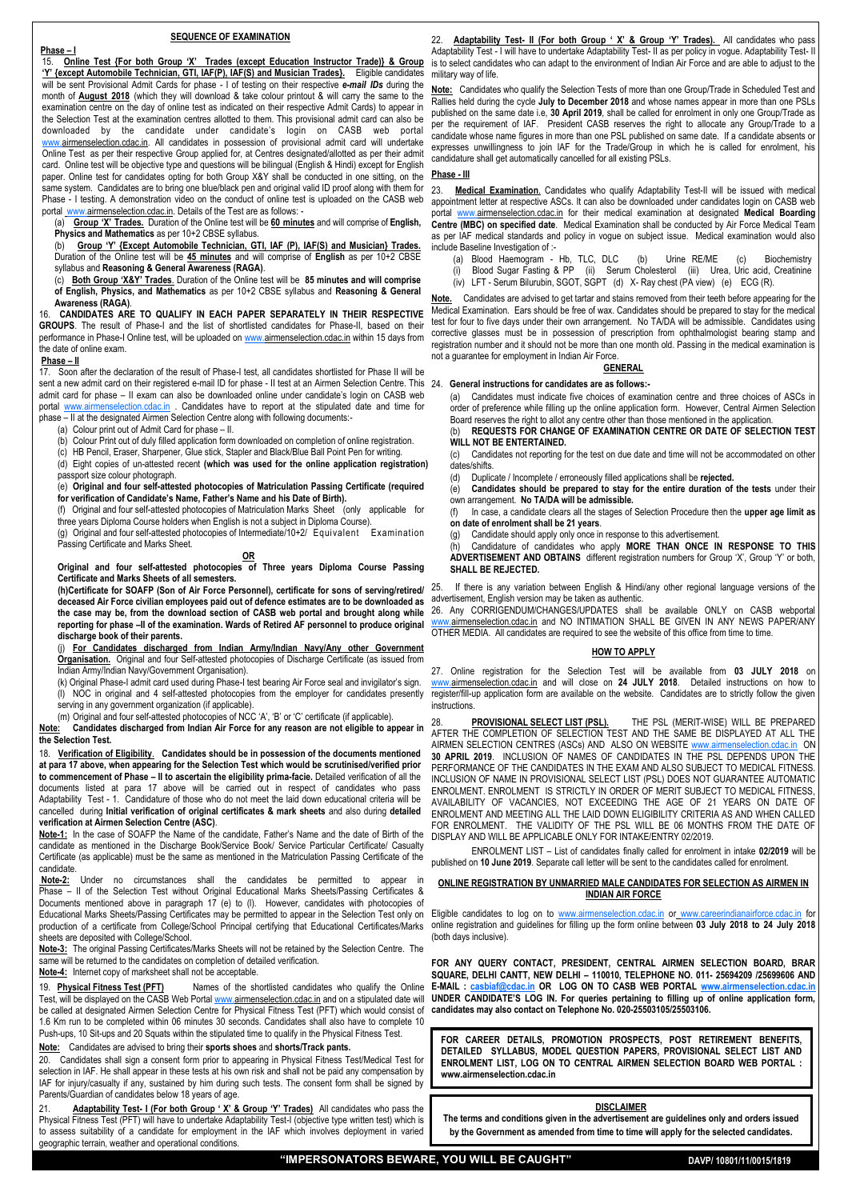## SEQUENCE OF EXAMINATION

**Phase – I**

15. **Online Test {For both Group 'X' Trades (except Education Instructor Trade)} & Group 'Y' {except Automobile Technician, GTI, IAF(P), IAF(S) and Musician Trades}.** Eligible candidates will be sent Provisional Admit Cards for phase - I of testing on their respective *e-mail IDs* during the month of **August 2018** (which they will download & take colour printout & will carry the same to the examination centre on the day of online test as indicated on their respective Admit Cards) to appear in the Selection Test at the examination centres allotted to them. This provisional admit card can also be downloaded by the candidate under candidate's login on CASB web portal www.airmenselection.cdac.in. All candidates in possession of provisional admit card will undertake Online Test as per their respective Group applied for, at Centres designated/allotted as per their admit card. Online test will be objective type and questions will be bilingual (English & Hindi) except for English paper. Online test for candidates opting for both Group X&Y shall be conducted in one sitting, on the same system. Candidates are to bring one blue/black pen and original valid ID proof along with them for Phase - I testing. A demonstration video on the conduct of online test is uploaded on the CASB web portal www.airmenselection.cdac.in. Details of the Test are as follows: -

(a) **Group 'X' Trades.** Duration of the Online test will be **60 minutes** and will comprise of **English, Physics and Mathematics** as per 10+2 CBSE syllabus.

(b) **Group 'Y' {Except Automobile Technician, GTI, IAF (P), IAF(S) and Musician} Trades.** Duration of the Online test will be **45 minutes** and will comprise of **English** as per 10+2 CBSE syllabus and **Reasoning & General Awareness (RAGA)**.

(c) **Both Group 'X&Y' Trades**. Duration of the Online test will be **85 minutes and will comprise of English, Physics, and Mathematics** as per 10+2 CBSE syllabus and **Reasoning & General Awareness (RAGA)**.

16. **CANDIDATES ARE TO QUALIFY IN EACH PAPER SEPARATELY IN THEIR RESPECTIVE GROUPS**. The result of Phase-I and the list of shortlisted candidates for Phase-II, based on their performance in Phase-I Online test, will be uploaded on www.airmenselection.cdac.in within 15 days from the date of online exam.

**Phase – II**

17. Soon after the declaration of the result of Phase-I test, all candidates shortlisted for Phase II will be sent a new admit card on their registered e-mail ID for phase - II test at an Airmen Selection Centre. This admit card for phase – II exam can also be downloaded online under candidate's login on CASB web portal www.airmenselection.cdac.in . Candidates have to report at the stipulated date and time for phase – II at the designated Airmen Selection Centre along with following documents:-

(a) Colour print out of Admit Card for phase – II.

(b) Colour Print out of duly filled application form downloaded on completion of online registration.

(c) HB Pencil, Eraser, Sharpener, Glue stick, Stapler and Black/Blue Ball Point Pen for writing.

(d) Eight copies of un-attested recent **(which was used for the online application registration)** passport size colour photograph.

(e) **Original and four self-attested photocopies of Matriculation Passing Certificate (required for verification of Candidate's Name, Father's Name and his Date of Birth).**

(f) Original and four self-attested photocopies of Matriculation Marks Sheet (only applicable for three years Diploma Course holders when English is not a subject in Diploma Course).

(g) Original and four self-attested photocopies of Intermediate/10+2/ Equivalent Examination Passing Certificate and Marks Sheet.

**OR**

**Original and four self-attested photocopies of Three years Diploma Course Passing Certificate and Marks Sheets of all semesters.**

**(h)Certificate for SOAFP (Son of Air Force Personnel), certificate for sons of serving/retired/ deceased Air Force civilian employees paid out of defence estimates are to be downloaded as the case may be, from the download section of CASB web portal and brought along while reporting for phase –II of the examination. Wards of Retired AF personnel to produce original discharge book of their parents.**

(j) **For Candidates discharged from Indian Army/Indian Navy/Any other Government Organisation.** Original and four Self-attested photocopies of Discharge Certificate (as issued from Indian Army/Indian Navy/Government Organisation).

(k) Original Phase-I admit card used during Phase-I test bearing Air Force seal and invigilator's sign.

(l) NOC in original and 4 self-attested photocopies from the employer for candidates presently serving in any government organization (if applicable).

(m) Original and four self-attested photocopies of NCC 'A', 'B' or 'C' certificate (if applicable).

**Note: Candidates discharged from Indian Air Force for any reason are not eligible to appear in the Selection Test.**

18. **Verification of Eligibility**. **Candidates should be in possession of the documents mentioned at para 17 above, when appearing for the Selection Test which would be scrutinised/verified prior to commencement of Phase – II to ascertain the eligibility prima-facie.** Detailed verification of all the documents listed at para 17 above will be carried out in respect of candidates who pass Adaptability Test - 1. Candidature of those who do not meet the laid down educational criteria will be cancelled during **Initial verification of original certificates & mark sheets** and also during **detailed verification at Airmen Selection Centre (ASC)**.

**Note-1:** In the case of SOAFP the Name of the candidate, Father's Name and the Date of Birth of the candidate as mentioned in the Discharge Book/Service Book/ Service Particular Certificate/ Casualty Certificate (as applicable) must be the same as mentioned in the Matriculation Passing Certificate of the candidate.

**Note-2:** Under no circumstances shall the candidates be permitted to appear in Phase – II of the Selection Test without Original Educational Marks Sheets/Passing Certificates & Documents mentioned above in paragraph 17 (e) to (l). However, candidates with photocopies of Educational Marks Sheets/Passing Certificates may be permitted to appear in the Selection Test only on production of a certificate from College/School Principal certifying that Educational Certificates/Marks sheets are deposited with College/School.

**Note-3:** The original Passing Certificates/Marks Sheets will not be retained by the Selection Centre. The same will be returned to the candidates on completion of detailed verification.

**Note-4:** Internet copy of marksheet shall not be acceptable.

19. **Physical Fitness Test (PFT)** Names of the shortlisted candidates who qualify the Online Test, will be displayed on the CASB Web Portal www.airmenselection.cdac.in and on a stipulated date will be called at designated Airmen Selection Centre for Physical Fitness Test (PFT) which would consist of 1.6 Km run to be completed within 06 minutes 30 seconds. Candidates shall also have to complete 10 Push-ups, 10 Sit-ups and 20 Squats within the stipulated time to qualify in the Physical Fitness Test.

**Note:** Candidates are advised to bring their **sports shoes** and **shorts/Track pants.**

20. Candidates shall sign a consent form prior to appearing in Physical Fitness Test/Medical Test for selection in IAF. He shall appear in these tests at his own risk and shall not be paid any compensation by IAF for injury/casualty if any, sustained by him during such tests. The consent form shall be signed by Parents/Guardian of candidates below 18 years of age.

21. **Adaptability Test- I (For both Group ' X' & Group 'Y' Trades)** All candidates who pass the Physical Fitness Test (PFT) will have to undertake Adaptability Test-I (objective type written test) which is to assess suitability of a candidate for employment in the IAF which involves deployment in varied geographic terrain, weather and operational conditions.

22. **Adaptability Test- II (For both Group ' X' & Group 'Y' Trades).** All candidates who pass Adaptability Test - I will have to undertake Adaptability Test- II as per policy in vogue. Adaptability Test- II is to select candidates who can adapt to the environment of Indian Air Force and are able to adjust to the military way of life.

**Note:** Candidates who qualify the Selection Tests of more than one Group/Trade in Scheduled Test and Rallies held during the cycle **July to December 2018** and whose names appear in more than one PSLs published on the same date i.e, **30 April 2019**, shall be called for enrolment in only one Group/Trade as per the requirement of IAF. President CASB reserves the right to allocate any Group/Trade to a candidate whose name figures in more than one PSL published on same date. If a candidate absents or expresses unwillingness to join IAF for the Trade/Group in which he is called for enrolment, his candidature shall get automatically cancelled for all existing PSLs.

**Phase - III**

23. **Medical Examination.** Candidates who qualify Adaptability Test-II will be issued with medical appointment letter at respective ASCs. It can also be downloaded under candidates login on CASB web portal www.airmenselection.cdac.in for their medical examination at designated **Medical Boarding Centre (MBC) on specified date**. Medical Examination shall be conducted by Air Force Medical Team as per IAF medical standards and policy in vogue on subject issue. Medical examination would also include Baseline Investigation of :-

(a) Blood Haemogram - Hb, TLC, DLC (b) Urine RE/ME (c) Biochemistry
(i) Blood Sugar Fasting & PP (ii) Serum Cholesterol (iii) Urea, Uric acid, Creatinine
(iv) LFT - Serum Bilurubin, SGOT, SGPT (d) X- Ray chest (PA view) (e) ECG (R).

**Note.** Candidates are advised to get tartar and stains removed from their teeth before appearing for the Medical Examination. Ears should be free of wax. Candidates should be prepared to stay for the medical test for four to five days under their own arrangement. No TA/DA will be admissible. Candidates using corrective glasses must be in possession of prescription from ophthalmologist bearing stamp and registration number and it should not be more than one month old. Passing in the medical examination is not a guarantee for employment in Indian Air Force.

## GENERAL

24. **General instructions for candidates are as follows:-**

(a) Candidates must indicate five choices of examination centre and three choices of ASCs in order of preference while filling up the online application form. However, Central Airmen Selection Board reserves the right to allot any centre other than those mentioned in the application.

(b) **REQUESTS FOR CHANGE OF EXAMINATION CENTRE OR DATE OF SELECTION TEST WILL NOT BE ENTERTAINED.**

(c) Candidates not reporting for the test on due date and time will not be accommodated on other dates/shifts.

(d) Duplicate / Incomplete / erroneously filled applications shall be **rejected.**

(e) **Candidates should be prepared to stay for the entire duration of the tests** under their own arrangement. **No TA/DA will be admissible.**

(f) In case, a candidate clears all the stages of Selection Procedure then the **upper age limit as on date of enrolment shall be 21 years**.

(g) Candidate should apply only once in response to this advertisement.

(h) Candidature of candidates who apply **MORE THAN ONCE IN RESPONSE TO THIS ADVERTISEMENT AND OBTAINS** different registration numbers for Group 'X', Group 'Y' or both, **SHALL BE REJECTED.**

25. If there is any variation between English & Hindi/any other regional language versions of the advertisement, English version may be taken as authentic.

26. Any CORRIGENDUM/CHANGES/UPDATES shall be available ONLY on CASB webportal www.airmenselection.cdac.in and NO INTIMATION SHALL BE GIVEN IN ANY NEWS PAPER/ANY OTHER MEDIA. All candidates are required to see the website of this office from time to time.

## HOW TO APPLY

27. Online registration for the Selection Test will be available from **03 JULY 2018** on www.airmenselection.cdac.in and will close on **24 JULY 2018**. Detailed instructions on how to register/fill-up application form are available on the website. Candidates are to strictly follow the given instructions.

28. **PROVISIONAL SELECT LIST (PSL).** THE PSL (MERIT-WISE) WILL BE PREPARED AFTER THE COMPLETION OF SELECTION TEST AND THE SAME BE DISPLAYED AT ALL THE AIRMEN SELECTION CENTRES (ASCs) AND ALSO ON WEBSITE www.airmenselection.cdac.in ON **30 APRIL 2019**. INCLUSION OF NAMES OF CANDIDATES IN THE PSL DEPENDS UPON THE PERFORMANCE OF THE CANDIDATES IN THE EXAM AND ALSO SUBJECT TO MEDICAL FITNESS. INCLUSION OF NAME IN PROVISIONAL SELECT LIST (PSL) DOES NOT GUARANTEE AUTOMATIC ENROLMENT. ENROLMENT IS STRICTLY IN ORDER OF MERIT SUBJECT TO MEDICAL FITNESS, AVAILABILITY OF VACANCIES, NOT EXCEEDING THE AGE OF 21 YEARS ON DATE OF ENROLMENT AND MEETING ALL THE LAID DOWN ELIGIBILITY CRITERIA AS AND WHEN CALLED FOR ENROLMENT. THE VALIDITY OF THE PSL WILL BE 06 MONTHS FROM THE DATE OF DISPLAY AND WILL BE APPLICABLE ONLY FOR INTAKE/ENTRY 02/2019.

ENROLMENT LIST – List of candidates finally called for enrolment in intake **02/2019** will be published on **10 June 2019**. Separate call letter will be sent to the candidates called for enrolment.

### ONLINE REGISTRATION BY UNMARRIED MALE CANDIDATES FOR SELECTION AS AIRMEN IN INDIAN AIR FORCE

Eligible candidates to log on to www.airmenselection.cdac.in or www.careerindianairforce.cdac.in for online registration and guidelines for filling up the form online between **03 July 2018 to 24 July 2018** (both days inclusive).

**FOR ANY QUERY CONTACT, PRESIDENT, CENTRAL AIRMEN SELECTION BOARD, BRAR SQUARE, DELHI CANTT, NEW DELHI – 110010, TELEPHONE NO. 011- 25694209 /25699606 AND E-MAIL : casbiaf@cdac.in OR LOG ON TO CASB WEB PORTAL www.airmenselection.cdac.in UNDER CANDIDATE'S LOG IN. For queries pertaining to filling up of online application form, candidates may also contact on Telephone No. 020-25503105/25503106.**

**FOR CAREER DETAILS, PROMOTION PROSPECTS, POST RETIREMENT BENEFITS, DETAILED SYLLABUS, MODEL QUESTION PAPERS, PROVISIONAL SELECT LIST AND ENROLMENT LIST, LOG ON TO CENTRAL AIRMEN SELECTION BOARD WEB PORTAL : www.airmenselection.cdac.in**

### DISCLAIMER

**The terms and conditions given in the advertisement are guidelines only and orders issued by the Government as amended from time to time will apply for the selected candidates.**

**"IMPERSONATORS BEWARE, YOU WILL BE CAUGHT"**

DAVP/ 10801/11/0015/1819